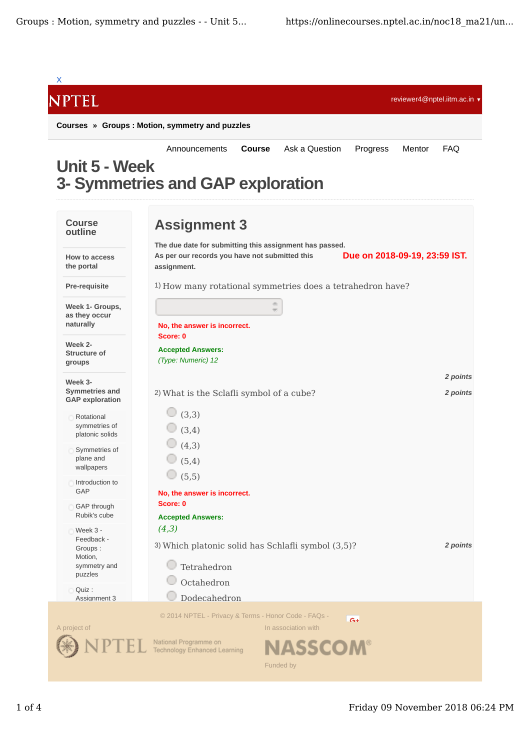X

NPTEL

reviewer4@nptel.iitm.ac.in ▾

**Courses » Groups : Motion, symmetry and puzzles**

Announcements **Course** Ask a Question Progress Mentor FAQ

# Unit 5 - Week 3- Symmetries and GAP exploration

**Course outline**

- How to access the portal
- Pre-requisite
- Week 1- Groups, as they occur naturally
- Week 2- Structure of groups
- Week 3- Symmetries and GAP exploration
  - Rotational symmetries of platonic solids
  - Symmetries of plane and wallpapers
  - Introduction to GAP
  - GAP through Rubik's cube
  - Week 3 - Feedback - Groups : Motion, symmetry and puzzles
  - Quiz : Assignment 3

## Assignment 3

**The due date for submitting this assignment has passed.**
**As per our records you have not submitted this assignment.**

**Due on 2018-09-19, 23:59 IST.**

1) How many rotational symmetries does a tetrahedron have?

**No, the answer is incorrect.**
**Score: 0**

**Accepted Answers:**
*(Type: Numeric) 12*

*2 points*

2) What is the Sclafli symbol of a cube? *2 points*

- (3,3)
- (3,4)
- (4,3)
- (5,4)
- (5,5)

**No, the answer is incorrect.**
**Score: 0**

**Accepted Answers:**
*(4,3)*

3) Which platonic solid has Schlafli symbol (3,5)? *2 points*

- Tetrahedron
- Octahedron
- Dodecahedron

© 2014 NPTEL - Privacy & Terms - Honor Code - FAQs -

A project of NPTEL National Programme on Technology Enhanced Learning

In association with NASSCOM®

Funded by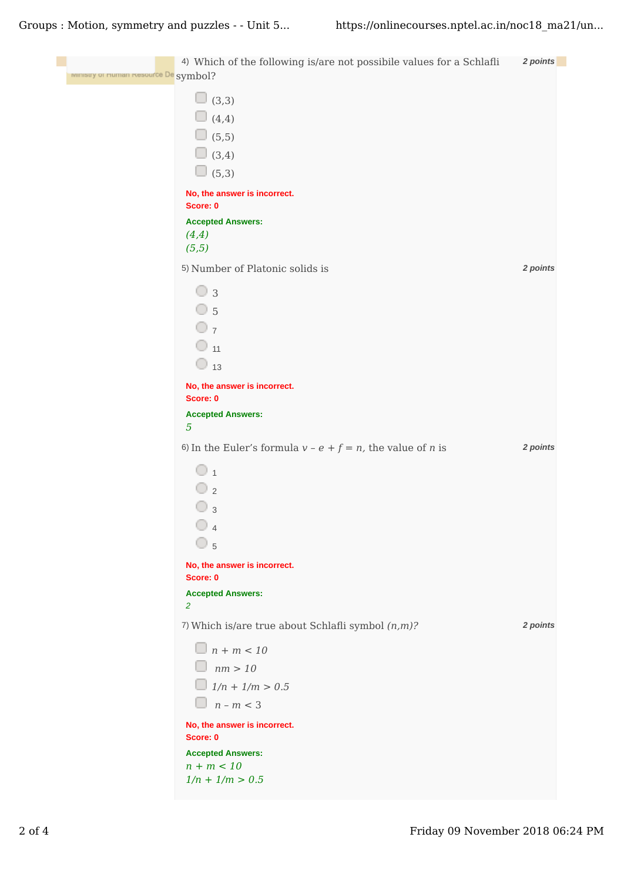4) Which of the following is/are not possibile values for a Schlafli symbol? **2 points**

- (3,3)
- (4,4)
- (5,5)
- (3,4)
- (5,3)

**No, the answer is incorrect.**
**Score: 0**

**Accepted Answers:**
*(4,4)*
*(5,5)*

5) Number of Platonic solids is **2 points**

- 3
- 5
- 7
- 11
- 13

**No, the answer is incorrect.**
**Score: 0**

**Accepted Answers:**
*5*

6) In the Euler's formula $v - e + f = n$, the value of $n$ is **2 points**

- 1
- 2
- 3
- 4
- 5

**No, the answer is incorrect.**
**Score: 0**

**Accepted Answers:**
2

7) Which is/are true about Schlafli symbol $(n,m)$? **2 points**

- $n + m < 10$
- $nm > 10$
- $1/n + 1/m > 0.5$
- $n - m < 3$

**No, the answer is incorrect.**
**Score: 0**

**Accepted Answers:**
$n + m < 10$
$1/n + 1/m > 0.5$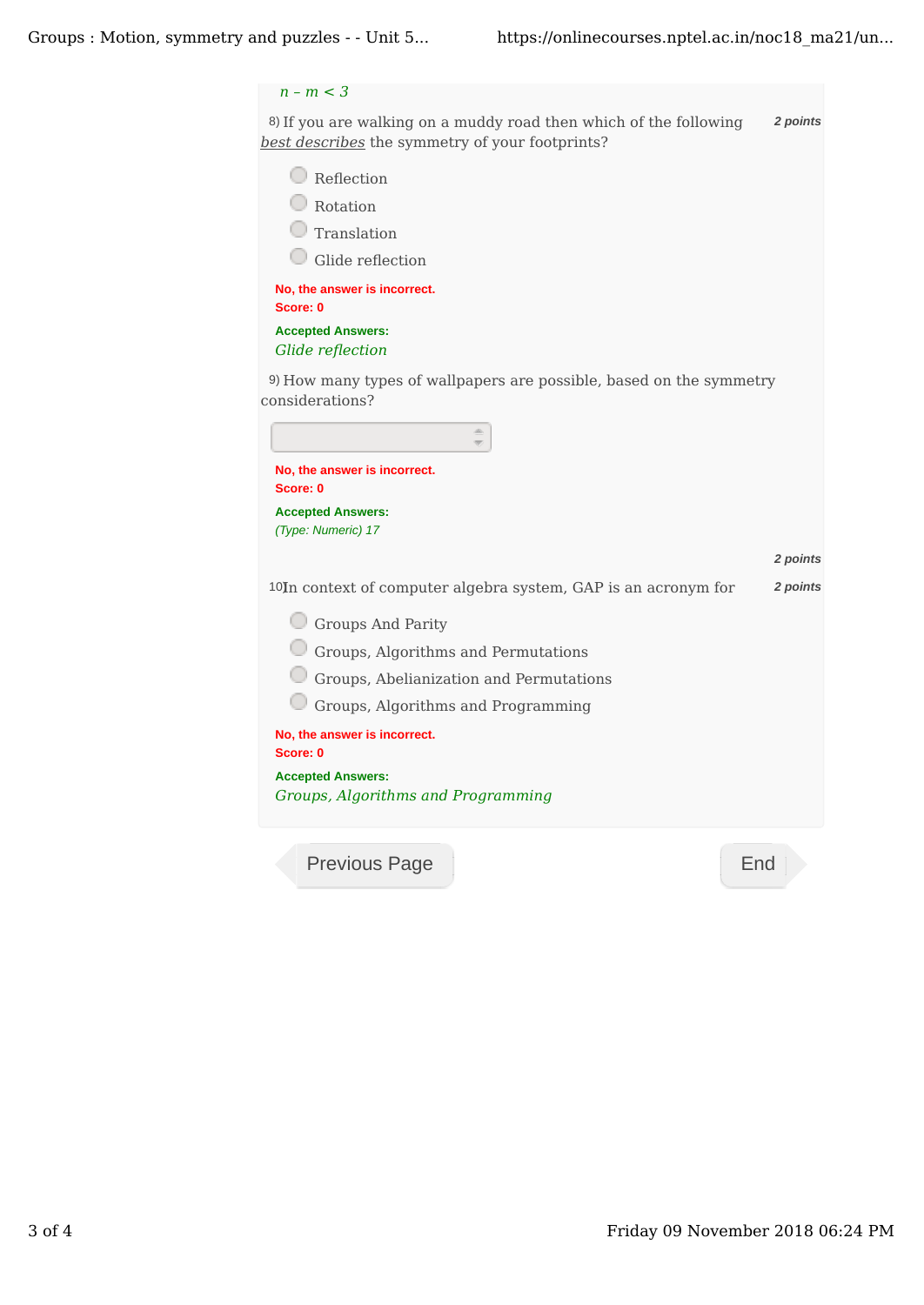$n - m < 3$

8) If you are walking on a muddy road then which of the following *best describes* the symmetry of your footprints? **2 points**

- Reflection
- Rotation
- Translation
- Glide reflection

**No, the answer is incorrect.**
**Score: 0**

**Accepted Answers:**
*Glide reflection*

9) How many types of wallpapers are possible, based on the symmetry considerations?

**No, the answer is incorrect.**
**Score: 0**

**Accepted Answers:**
*(Type: Numeric) 17*

**2 points**

10) In context of computer algebra system, GAP is an acronym for **2 points**

- Groups And Parity
- Groups, Algorithms and Permutations
- Groups, Abelianization and Permutations
- Groups, Algorithms and Programming

**No, the answer is incorrect.**
**Score: 0**

**Accepted Answers:**
*Groups, Algorithms and Programming*

Previous Page | End